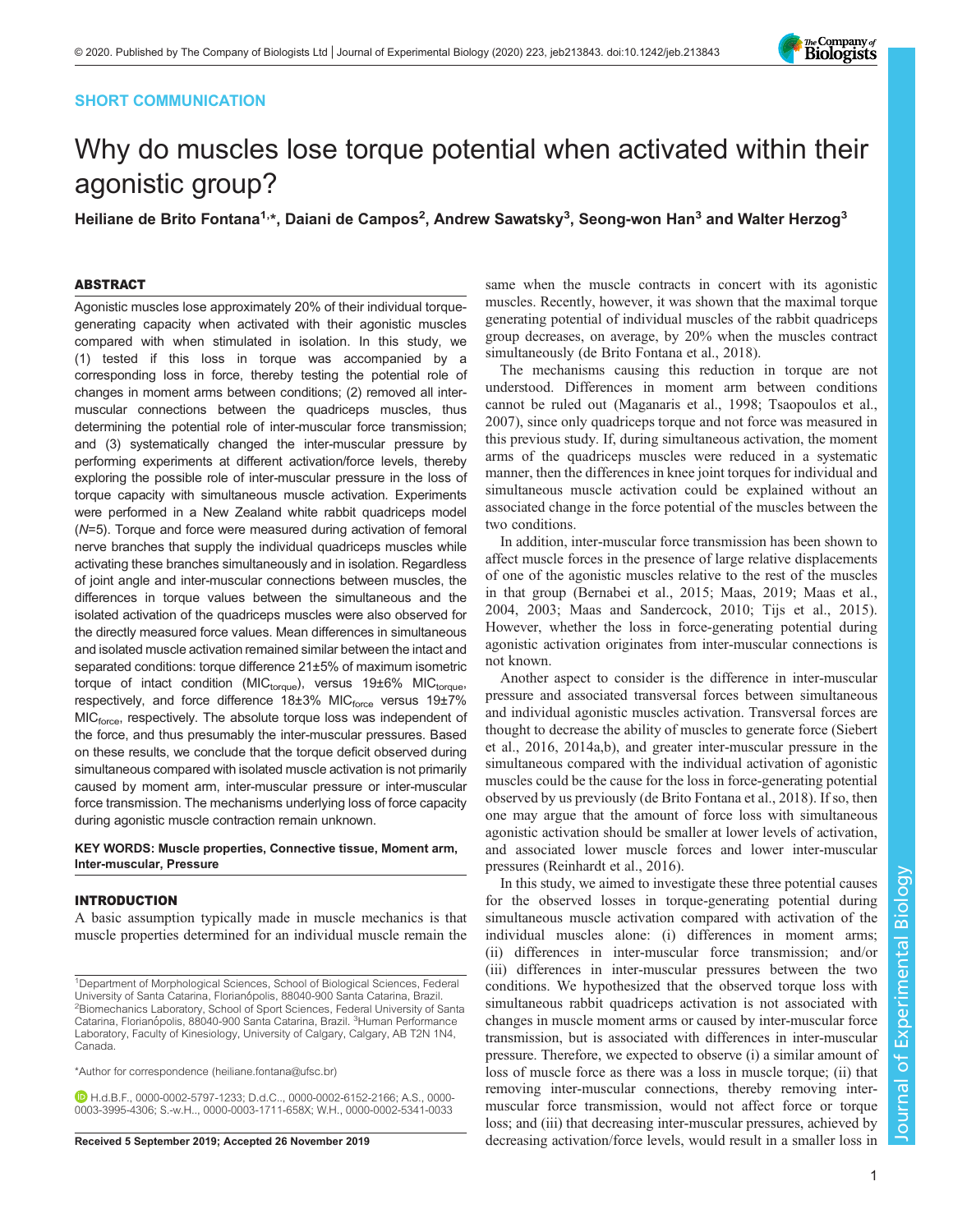SHORT COMMUNICATION

# Why do muscles lose torque potential when activated within their agonistic group?

**Heiliane de Brito Fontana[1,*], Daiani de Campos[2], Andrew Sawatsky[3], Seong-won Han[3] and Walter Herzog[3]**

## ABSTRACT

Agonistic muscles lose approximately 20% of their individual torque-generating capacity when activated with their agonistic muscles compared with when stimulated in isolation. In this study, we (1) tested if this loss in torque was accompanied by a corresponding loss in force, thereby testing the potential role of changes in moment arms between conditions; (2) removed all inter-muscular connections between the quadriceps muscles, thus determining the potential role of inter-muscular force transmission; and (3) systematically changed the inter-muscular pressure by performing experiments at different activation/force levels, thereby exploring the possible role of inter-muscular pressure in the loss of torque capacity with simultaneous muscle activation. Experiments were performed in a New Zealand white rabbit quadriceps model ($N$=5). Torque and force were measured during activation of femoral nerve branches that supply the individual quadriceps muscles while activating these branches simultaneously and in isolation. Regardless of joint angle and inter-muscular connections between muscles, the differences in torque values between the simultaneous and the isolated activation of the quadriceps muscles were also observed for the directly measured force values. Mean differences in simultaneous and isolated muscle activation remained similar between the intact and separated conditions: torque difference 21±5% of maximum isometric torque of intact condition ($MIC_{torque}$), versus 19±6% $MIC_{torque}$, respectively, and force difference 18±3% $MIC_{force}$ versus 19±7% $MIC_{force}$, respectively. The absolute torque loss was independent of the force, and thus presumably the inter-muscular pressures. Based on these results, we conclude that the torque deficit observed during simultaneous compared with isolated muscle activation is not primarily caused by moment arm, inter-muscular pressure or inter-muscular force transmission. The mechanisms underlying loss of force capacity during agonistic muscle contraction remain unknown.

**KEY WORDS: Muscle properties, Connective tissue, Moment arm, Inter-muscular, Pressure**

## INTRODUCTION

A basic assumption typically made in muscle mechanics is that muscle properties determined for an individual muscle remain the same when the muscle contracts in concert with its agonistic muscles. Recently, however, it was shown that the maximal torque generating potential of individual muscles of the rabbit quadriceps group decreases, on average, by 20% when the muscles contract simultaneously (de Brito Fontana et al., 2018).

The mechanisms causing this reduction in torque are not understood. Differences in moment arm between conditions cannot be ruled out (Maganaris et al., 1998; Tsaopoulos et al., 2007), since only quadriceps torque and not force was measured in this previous study. If, during simultaneous activation, the moment arms of the quadriceps muscles were reduced in a systematic manner, then the differences in knee joint torques for individual and simultaneous muscle activation could be explained without an associated change in the force potential of the muscles between the two conditions.

In addition, inter-muscular force transmission has been shown to affect muscle forces in the presence of large relative displacements of one of the agonistic muscles relative to the rest of the muscles in that group (Bernabei et al., 2015; Maas, 2019; Maas et al., 2004, 2003; Maas and Sandercock, 2010; Tijs et al., 2015). However, whether the loss in force-generating potential during agonistic activation originates from inter-muscular connections is not known.

Another aspect to consider is the difference in inter-muscular pressure and associated transversal forces between simultaneous and individual agonistic muscles activation. Transversal forces are thought to decrease the ability of muscles to generate force (Siebert et al., 2016, 2014a,b), and greater inter-muscular pressure in the simultaneous compared with the individual activation of agonistic muscles could be the cause for the loss in force-generating potential observed by us previously (de Brito Fontana et al., 2018). If so, then one may argue that the amount of force loss with simultaneous agonistic activation should be smaller at lower levels of activation, and associated lower muscle forces and lower inter-muscular pressures (Reinhardt et al., 2016).

In this study, we aimed to investigate these three potential causes for the observed losses in torque-generating potential during simultaneous muscle activation compared with activation of the individual muscles alone: (i) differences in moment arms; (ii) differences in inter-muscular force transmission; and/or (iii) differences in inter-muscular pressures between the two conditions. We hypothesized that the observed torque loss with simultaneous rabbit quadriceps activation is not associated with changes in muscle moment arms or caused by inter-muscular force transmission, but is associated with differences in inter-muscular pressure. Therefore, we expected to observe (i) a similar amount of loss of muscle force as there was a loss in muscle torque; (ii) that removing inter-muscular connections, thereby removing inter-muscular force transmission, would not affect force or torque loss; and (iii) that decreasing inter-muscular pressures, achieved by decreasing activation/force levels, would result in a smaller loss in

[1]Department of Morphological Sciences, School of Biological Sciences, Federal University of Santa Catarina, Florianópolis, 88040-900 Santa Catarina, Brazil. [2]Biomechanics Laboratory, School of Sport Sciences, Federal University of Santa Catarina, Florianópolis, 88040-900 Santa Catarina, Brazil. [3]Human Performance Laboratory, Faculty of Kinesiology, University of Calgary, Calgary, AB T2N 1N4, Canada.

*Author for correspondence (heiliane.fontana@ufsc.br)

H.d.B.F., 0000-0002-5797-1233; D.d.C., 0000-0002-6152-2166; A.S., 0000-0003-3995-4306; S.-w.H.., 0000-0003-1711-658X; W.H., 0000-0002-5341-0033

**Received 5 September 2019; Accepted 26 November 2019**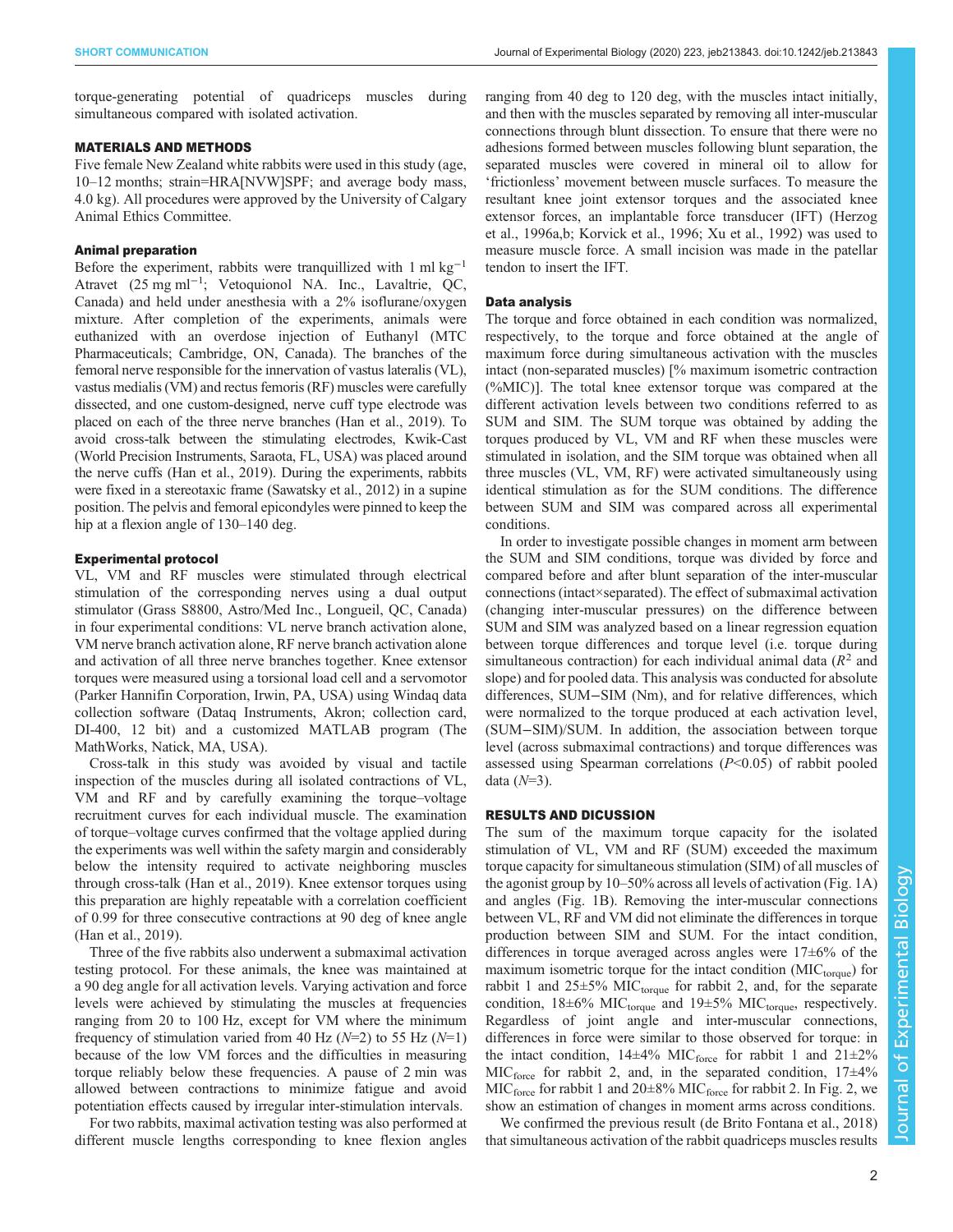torque-generating potential of quadriceps muscles during simultaneous compared with isolated activation.

## MATERIALS AND METHODS

Five female New Zealand white rabbits were used in this study (age, 10–12 months; strain=HRA[NVW]SPF; and average body mass, 4.0 kg). All procedures were approved by the University of Calgary Animal Ethics Committee.

### Animal preparation

Before the experiment, rabbits were tranquillized with 1 ml $kg^{-1}$ Atravet (25 mg $ml^{-1}$; Vetoquionol NA. Inc., Lavaltrie, QC, Canada) and held under anesthesia with a 2% isoflurane/oxygen mixture. After completion of the experiments, animals were euthanized with an overdose injection of Euthanyl (MTC Pharmaceuticals; Cambridge, ON, Canada). The branches of the femoral nerve responsible for the innervation of vastus lateralis (VL), vastus medialis (VM) and rectus femoris (RF) muscles were carefully dissected, and one custom-designed, nerve cuff type electrode was placed on each of the three nerve branches (Han et al., 2019). To avoid cross-talk between the stimulating electrodes, Kwik-Cast (World Precision Instruments, Saraota, FL, USA) was placed around the nerve cuffs (Han et al., 2019). During the experiments, rabbits were fixed in a stereotaxic frame (Sawatsky et al., 2012) in a supine position. The pelvis and femoral epicondyles were pinned to keep the hip at a flexion angle of 130–140 deg.

### Experimental protocol

VL, VM and RF muscles were stimulated through electrical stimulation of the corresponding nerves using a dual output stimulator (Grass S8800, Astro/Med Inc., Longueil, QC, Canada) in four experimental conditions: VL nerve branch activation alone, VM nerve branch activation alone, RF nerve branch activation alone and activation of all three nerve branches together. Knee extensor torques were measured using a torsional load cell and a servomotor (Parker Hannifin Corporation, Irwin, PA, USA) using Windaq data collection software (Dataq Instruments, Akron; collection card, DI-400, 12 bit) and a customized MATLAB program (The MathWorks, Natick, MA, USA).

Cross-talk in this study was avoided by visual and tactile inspection of the muscles during all isolated contractions of VL, VM and RF and by carefully examining the torque–voltage recruitment curves for each individual muscle. The examination of torque–voltage curves confirmed that the voltage applied during the experiments was well within the safety margin and considerably below the intensity required to activate neighboring muscles through cross-talk (Han et al., 2019). Knee extensor torques using this preparation are highly repeatable with a correlation coefficient of 0.99 for three consecutive contractions at 90 deg of knee angle (Han et al., 2019).

Three of the five rabbits also underwent a submaximal activation testing protocol. For these animals, the knee was maintained at a 90 deg angle for all activation levels. Varying activation and force levels were achieved by stimulating the muscles at frequencies ranging from 20 to 100 Hz, except for VM where the minimum frequency of stimulation varied from 40 Hz ($N$=2) to 55 Hz ($N$=1) because of the low VM forces and the difficulties in measuring torque reliably below these frequencies. A pause of 2 min was allowed between contractions to minimize fatigue and avoid potentiation effects caused by irregular inter-stimulation intervals.

For two rabbits, maximal activation testing was also performed at different muscle lengths corresponding to knee flexion angles ranging from 40 deg to 120 deg, with the muscles intact initially, and then with the muscles separated by removing all inter-muscular connections through blunt dissection. To ensure that there were no adhesions formed between muscles following blunt separation, the separated muscles were covered in mineral oil to allow for 'frictionless' movement between muscle surfaces. To measure the resultant knee joint extensor torques and the associated knee extensor forces, an implantable force transducer (IFT) (Herzog et al., 1996a,b; Korvick et al., 1996; Xu et al., 1992) was used to measure muscle force. A small incision was made in the patellar tendon to insert the IFT.

### Data analysis

The torque and force obtained in each condition was normalized, respectively, to the torque and force obtained at the angle of maximum force during simultaneous activation with the muscles intact (non-separated muscles) [% maximum isometric contraction (%MIC)]. The total knee extensor torque was compared at the different activation levels between two conditions referred to as SUM and SIM. The SUM torque was obtained by adding the torques produced by VL, VM and RF when these muscles were stimulated in isolation, and the SIM torque was obtained when all three muscles (VL, VM, RF) were activated simultaneously using identical stimulation as for the SUM conditions. The difference between SUM and SIM was compared across all experimental conditions.

In order to investigate possible changes in moment arm between the SUM and SIM conditions, torque was divided by force and compared before and after blunt separation of the inter-muscular connections (intact×separated). The effect of submaximal activation (changing inter-muscular pressures) on the difference between SUM and SIM was analyzed based on a linear regression equation between torque differences and torque level (i.e. torque during simultaneous contraction) for each individual animal data ($R^2$ and slope) and for pooled data. This analysis was conducted for absolute differences, SUM−SIM (Nm), and for relative differences, which were normalized to the torque produced at each activation level, (SUM−SIM)/SUM. In addition, the association between torque level (across submaximal contractions) and torque differences was assessed using Spearman correlations ($P$<0.05) of rabbit pooled data ($N$=3).

## RESULTS AND DICUSSION

The sum of the maximum torque capacity for the isolated stimulation of VL, VM and RF (SUM) exceeded the maximum torque capacity for simultaneous stimulation (SIM) of all muscles of the agonist group by 10–50% across all levels of activation (Fig. 1A) and angles (Fig. 1B). Removing the inter-muscular connections between VL, RF and VM did not eliminate the differences in torque production between SIM and SUM. For the intact condition, differences in torque averaged across angles were 17±6% of the maximum isometric torque for the intact condition ($MIC_{torque}$) for rabbit 1 and 25±5% $MIC_{torque}$ for rabbit 2, and, for the separate condition, 18±6% $MIC_{torque}$ and 19±5% $MIC_{torque}$, respectively. Regardless of joint angle and inter-muscular connections, differences in force were similar to those observed for torque: in the intact condition, 14±4% $MIC_{force}$ for rabbit 1 and 21±2% $MIC_{force}$ for rabbit 2, and, in the separated condition, 17±4% $MIC_{force}$ for rabbit 1 and 20±8% $MIC_{force}$ for rabbit 2. In Fig. 2, we show an estimation of changes in moment arms across conditions.

We confirmed the previous result (de Brito Fontana et al., 2018) that simultaneous activation of the rabbit quadriceps muscles results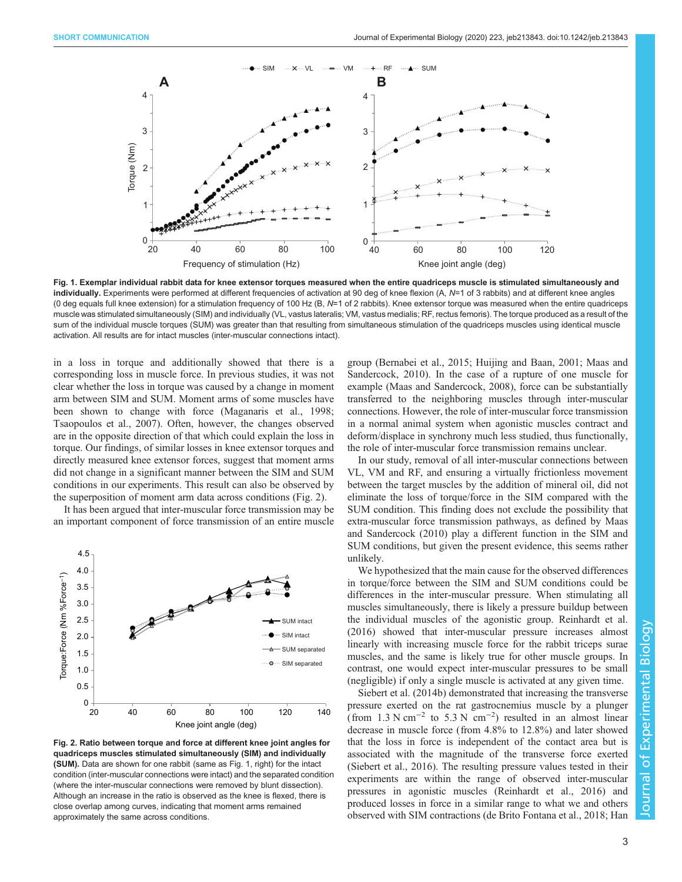**Fig. 1. Exemplar individual rabbit data for knee extensor torques measured when the entire quadriceps muscle is stimulated simultaneously and individually.** Experiments were performed at different frequencies of activation at 90 deg of knee flexion (A, *N*=1 of 3 rabbits) and at different knee angles (0 deg equals full knee extension) for a stimulation frequency of 100 Hz (B, *N*=1 of 2 rabbits). Knee extensor torque was measured when the entire quadriceps muscle was stimulated simultaneously (SIM) and individually (VL, vastus lateralis; VM, vastus medialis; RF, rectus femoris). The torque produced as a result of the sum of the individual muscle torques (SUM) was greater than that resulting from simultaneous stimulation of the quadriceps muscles using identical muscle activation. All results are for intact muscles (inter-muscular connections intact).

in a loss in torque and additionally showed that there is a corresponding loss in muscle force. In previous studies, it was not clear whether the loss in torque was caused by a change in moment arm between SIM and SUM. Moment arms of some muscles have been shown to change with force (Maganaris et al., 1998; Tsaopoulos et al., 2007). Often, however, the changes observed are in the opposite direction of that which could explain the loss in torque. Our findings, of similar losses in knee extensor torques and directly measured knee extensor forces, suggest that moment arms did not change in a significant manner between the SIM and SUM conditions in our experiments. This result can also be observed by the superposition of moment arm data across conditions (Fig. 2).

It has been argued that inter-muscular force transmission may be an important component of force transmission of an entire muscle group (Bernabei et al., 2015; Huijing and Baan, 2001; Maas and Sandercock, 2010). In the case of a rupture of one muscle for example (Maas and Sandercock, 2008), force can be substantially transferred to the neighboring muscles through inter-muscular connections. However, the role of inter-muscular force transmission in a normal animal system when agonistic muscles contract and deform/displace in synchrony much less studied, thus functionally, the role of inter-muscular force transmission remains unclear.

**Fig. 2. Ratio between torque and force at different knee joint angles for quadriceps muscles stimulated simultaneously (SIM) and individually (SUM).** Data are shown for one rabbit (same as Fig. 1, right) for the intact condition (inter-muscular connections were intact) and the separated condition (where the inter-muscular connections were removed by blunt dissection). Although an increase in the ratio is observed as the knee is flexed, there is close overlap among curves, indicating that moment arms remained approximately the same across conditions.

In our study, removal of all inter-muscular connections between VL, VM and RF, and ensuring a virtually frictionless movement between the target muscles by the addition of mineral oil, did not eliminate the loss of torque/force in the SIM compared with the SUM condition. This finding does not exclude the possibility that extra-muscular force transmission pathways, as defined by Maas and Sandercock (2010) play a different function in the SIM and SUM conditions, but given the present evidence, this seems rather unlikely.

We hypothesized that the main cause for the observed differences in torque/force between the SIM and SUM conditions could be differences in the inter-muscular pressure. When stimulating all muscles simultaneously, there is likely a pressure buildup between the individual muscles of the agonistic group. Reinhardt et al. (2016) showed that inter-muscular pressure increases almost linearly with increasing muscle force for the rabbit triceps surae muscles, and the same is likely true for other muscle groups. In contrast, one would expect inter-muscular pressures to be small (negligible) if only a single muscle is activated at any given time.

Siebert et al. (2014b) demonstrated that increasing the transverse pressure exerted on the rat gastrocnemius muscle by a plunger (from 1.3 N $cm^{-2}$ to 5.3 N $cm^{-2}$) resulted in an almost linear decrease in muscle force (from 4.8% to 12.8%) and later showed that the loss in force is independent of the contact area but is associated with the magnitude of the transverse force exerted (Siebert et al., 2016). The resulting pressure values tested in their experiments are within the range of observed inter-muscular pressures in agonistic muscles (Reinhardt et al., 2016) and produced losses in force in a similar range to what we and others observed with SIM contractions (de Brito Fontana et al., 2018; Han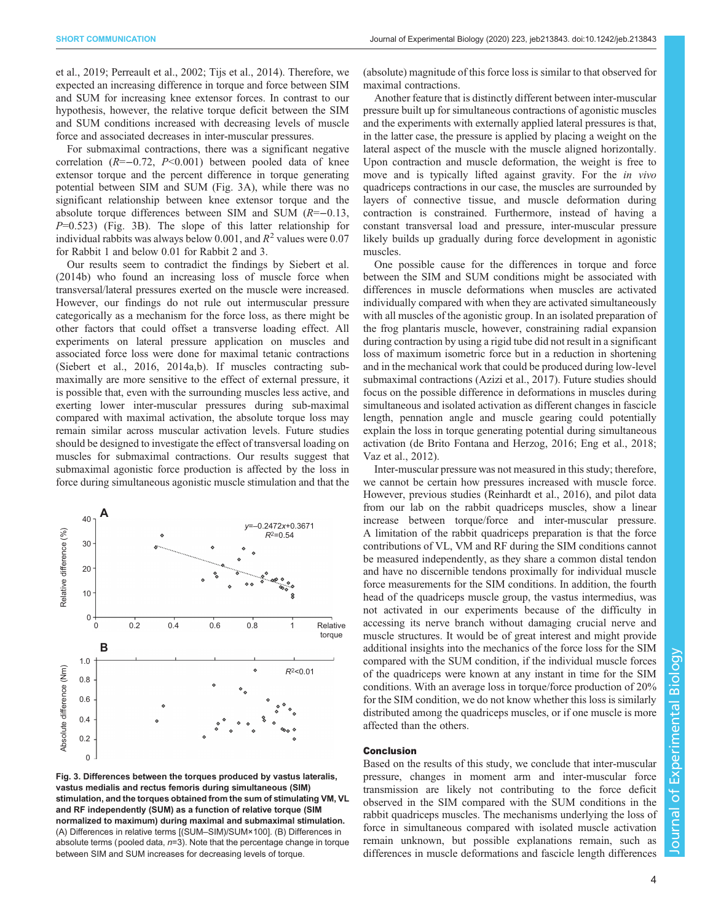et al., 2019; Perreault et al., 2002; Tijs et al., 2014). Therefore, we expected an increasing difference in torque and force between SIM and SUM for increasing knee extensor forces. In contrast to our hypothesis, however, the relative torque deficit between the SIM and SUM conditions increased with decreasing levels of muscle force and associated decreases in inter-muscular pressures.

For submaximal contractions, there was a significant negative correlation ($R=-0.72$, $P<0.001$) between pooled data of knee extensor torque and the percent difference in torque generating potential between SIM and SUM (Fig. 3A), while there was no significant relationship between knee extensor torque and the absolute torque differences between SIM and SUM ($R=-0.13$, $P=0.523$) (Fig. 3B). The slope of this latter relationship for individual rabbits was always below 0.001, and $R^2$ values were 0.07 for Rabbit 1 and below 0.01 for Rabbit 2 and 3.

Our results seem to contradict the findings by Siebert et al. (2014b) who found an increasing loss of muscle force when transversal/lateral pressures exerted on the muscle were increased. However, our findings do not rule out intermuscular pressure categorically as a mechanism for the force loss, as there might be other factors that could offset a transverse loading effect. All experiments on lateral pressure application on muscles and associated force loss were done for maximal tetanic contractions (Siebert et al., 2016, 2014a,b). If muscles contracting sub-maximally are more sensitive to the effect of external pressure, it is possible that, even with the surrounding muscles less active, and exerting lower inter-muscular pressures during sub-maximal compared with maximal activation, the absolute torque loss may remain similar across muscular activation levels. Future studies should be designed to investigate the effect of transversal loading on muscles for submaximal contractions. Our results suggest that submaximal agonistic force production is affected by the loss in force during simultaneous agonistic muscle stimulation and that the (absolute) magnitude of this force loss is similar to that observed for maximal contractions.

A
Relative difference (%)
Relative torque
$y=-0.2472x+0.3671$
$R^2=0.54$
0, 10, 20, 30, 40
0, 0.2, 0.4, 0.6, 0.8, 1

B
Absolute difference (Nm)
$R^2<0.01$
0, 0.2, 0.4, 0.6, 0.8, 1.0

**Fig. 3. Differences between the torques produced by vastus lateralis, vastus medialis and rectus femoris during simultaneous (SIM) stimulation, and the torques obtained from the sum of stimulating VM, VL and RF independently (SUM) as a function of relative torque (SIM normalized to maximum) during maximal and submaximal stimulation.** (A) Differences in relative terms [(SUM–SIM)/SUM×100]. (B) Differences in absolute terms (pooled data, $n$=3). Note that the percentage change in torque between SIM and SUM increases for decreasing levels of torque.

Another feature that is distinctly different between inter-muscular pressure built up for simultaneous contractions of agonistic muscles and the experiments with externally applied lateral pressures is that, in the latter case, the pressure is applied by placing a weight on the lateral aspect of the muscle with the muscle aligned horizontally. Upon contraction and muscle deformation, the weight is free to move and is typically lifted against gravity. For the *in vivo* quadriceps contractions in our case, the muscles are surrounded by layers of connective tissue, and muscle deformation during contraction is constrained. Furthermore, instead of having a constant transversal load and pressure, inter-muscular pressure likely builds up gradually during force development in agonistic muscles.

One possible cause for the differences in torque and force between the SIM and SUM conditions might be associated with differences in muscle deformations when muscles are activated individually compared with when they are activated simultaneously with all muscles of the agonistic group. In an isolated preparation of the frog plantaris muscle, however, constraining radial expansion during contraction by using a rigid tube did not result in a significant loss of maximum isometric force but in a reduction in shortening and in the mechanical work that could be produced during low-level submaximal contractions (Azizi et al., 2017). Future studies should focus on the possible difference in deformations in muscles during simultaneous and isolated activation as different changes in fascicle length, pennation angle and muscle gearing could potentially explain the loss in torque generating potential during simultaneous activation (de Brito Fontana and Herzog, 2016; Eng et al., 2018; Vaz et al., 2012).

Inter-muscular pressure was not measured in this study; therefore, we cannot be certain how pressures increased with muscle force. However, previous studies (Reinhardt et al., 2016), and pilot data from our lab on the rabbit quadriceps muscles, show a linear increase between torque/force and inter-muscular pressure. A limitation of the rabbit quadriceps preparation is that the force contributions of VL, VM and RF during the SIM conditions cannot be measured independently, as they share a common distal tendon and have no discernible tendons proximally for individual muscle force measurements for the SIM conditions. In addition, the fourth head of the quadriceps muscle group, the vastus intermedius, was not activated in our experiments because of the difficulty in accessing its nerve branch without damaging crucial nerve and muscle structures. It would be of great interest and might provide additional insights into the mechanics of the force loss for the SIM compared with the SUM condition, if the individual muscle forces of the quadriceps were known at any instant in time for the SIM conditions. With an average loss in torque/force production of 20% for the SIM condition, we do not know whether this loss is similarly distributed among the quadriceps muscles, or if one muscle is more affected than the others.

## Conclusion

Based on the results of this study, we conclude that inter-muscular pressure, changes in moment arm and inter-muscular force transmission are likely not contributing to the force deficit observed in the SIM compared with the SUM conditions in the rabbit quadriceps muscles. The mechanisms underlying the loss of force in simultaneous compared with isolated muscle activation remain unknown, but possible explanations remain, such as differences in muscle deformations and fascicle length differences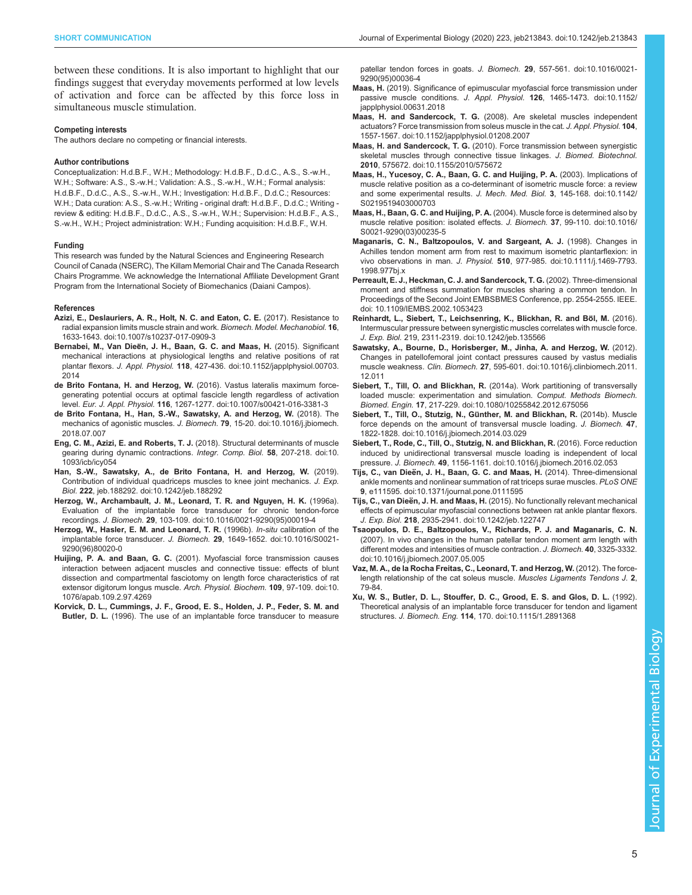between these conditions. It is also important to highlight that our findings suggest that everyday movements performed at low levels of activation and force can be affected by this force loss in simultaneous muscle stimulation.

#### Competing interests

The authors declare no competing or financial interests.

#### Author contributions

Conceptualization: H.d.B.F., W.H.; Methodology: H.d.B.F., D.d.C., A.S., S.-w.H., W.H.; Software: A.S., S.-w.H.; Validation: A.S., S.-w.H., W.H.; Formal analysis: H.d.B.F., D.d.C., A.S., S.-w.H., W.H.; Investigation: H.d.B.F., D.d.C.; Resources: W.H.; Data curation: A.S., S.-w.H.; Writing - original draft: H.d.B.F., D.d.C.; Writing - review & editing: H.d.B.F., D.d.C., A.S., S.-w.H., W.H.; Supervision: H.d.B.F., A.S., S.-w.H., W.H.; Project administration: W.H.; Funding acquisition: H.d.B.F., W.H.

#### Funding

This research was funded by the Natural Sciences and Engineering Research Council of Canada (NSERC), The Killam Memorial Chair and The Canada Research Chairs Programme. We acknowledge the International Affiliate Development Grant Program from the International Society of Biomechanics (Daiani Campos).

#### References

**Azizi, E., Deslauriers, A. R., Holt, N. C. and Eaton, C. E.** (2017). Resistance to radial expansion limits muscle strain and work. *Biomech. Model. Mechanobiol.* **16**, 1633-1643. doi:10.1007/s10237-017-0909-3

**Bernabei, M., Van Dieën, J. H., Baan, G. C. and Maas, H.** (2015). Significant mechanical interactions at physiological lengths and relative positions of rat plantar flexors. *J. Appl. Physiol.* **118**, 427-436. doi:10.1152/japplphysiol.00703.2014

**de Brito Fontana, H. and Herzog, W.** (2016). Vastus lateralis maximum force-generating potential occurs at optimal fascicle length regardless of activation level. *Eur. J. Appl. Physiol.* **116**, 1267-1277. doi:10.1007/s00421-016-3381-3

**de Brito Fontana, H., Han, S.-W., Sawatsky, A. and Herzog, W.** (2018). The mechanics of agonistic muscles. *J. Biomech.* **79**, 15-20. doi:10.1016/j.jbiomech.2018.07.007

**Eng, C. M., Azizi, E. and Roberts, T. J.** (2018). Structural determinants of muscle gearing during dynamic contractions. *Integr. Comp. Biol.* **58**, 207-218. doi:10.1093/icb/icy054

**Han, S.-W., Sawatsky, A., de Brito Fontana, H. and Herzog, W.** (2019). Contribution of individual quadriceps muscles to knee joint mechanics. *J. Exp. Biol.* **222**, jeb.188292. doi:10.1242/jeb.188292

**Herzog, W., Archambault, J. M., Leonard, T. R. and Nguyen, H. K.** (1996a). Evaluation of the implantable force transducer for chronic tendon-force recordings. *J. Biomech.* **29**, 103-109. doi:10.1016/0021-9290(95)00019-4

**Herzog, W., Hasler, E. M. and Leonard, T. R.** (1996b). *In-situ* calibration of the implantable force transducer. *J. Biomech.* **29**, 1649-1652. doi:10.1016/S0021-9290(96)80020-0

**Huijing, P. A. and Baan, G. C.** (2001). Myofascial force transmission causes interaction between adjacent muscles and connective tissue: effects of blunt dissection and compartmental fasciotomy on length force characteristics of rat extensor digitorum longus muscle. *Arch. Physiol. Biochem.* **109**, 97-109. doi:10.1076/apab.109.2.97.4269

**Korvick, D. L., Cummings, J. F., Grood, E. S., Holden, J. P., Feder, S. M. and Butler, D. L.** (1996). The use of an implantable force transducer to measure patellar tendon forces in goats. *J. Biomech.* **29**, 557-561. doi:10.1016/0021-9290(95)00036-4

**Maas, H.** (2019). Significance of epimuscular myofascial force transmission under passive muscle conditions. *J. Appl. Physiol.* **126**, 1465-1473. doi:10.1152/japplphysiol.00631.2018

**Maas, H. and Sandercock, T. G.** (2008). Are skeletal muscles independent actuators? Force transmission from soleus muscle in the cat. *J. Appl. Physiol.* **104**, 1557-1567. doi:10.1152/japplphysiol.01208.2007

**Maas, H. and Sandercock, T. G.** (2010). Force transmission between synergistic skeletal muscles through connective tissue linkages. *J. Biomed. Biotechnol.* **2010**, 575672. doi:10.1155/2010/575672

**Maas, H., Yucesoy, C. A., Baan, G. C. and Huijing, P. A.** (2003). Implications of muscle relative position as a co-determinant of isometric muscle force: a review and some experimental results. *J. Mech. Med. Biol.* **3**, 145-168. doi:10.1142/S0219519403000703

**Maas, H., Baan, G. C. and Huijing, P. A.** (2004). Muscle force is determined also by muscle relative position: isolated effects. *J. Biomech.* **37**, 99-110. doi:10.1016/S0021-9290(03)00235-5

**Maganaris, C. N., Baltzopoulos, V. and Sargeant, A. J.** (1998). Changes in Achilles tendon moment arm from rest to maximum isometric plantarflexion: in vivo observations in man. *J. Physiol.* **510**, 977-985. doi:10.1111/j.1469-7793.1998.977bj.x

**Perreault, E. J., Heckman, C. J. and Sandercock, T. G.** (2002). Three-dimensional moment and stiffness summation for muscles sharing a common tendon. In Proceedings of the Second Joint EMBSBMES Conference, pp. 2554-2555. IEEE. doi: 10.1109/IEMBS.2002.1053423

**Reinhardt, L., Siebert, T., Leichsenring, K., Blickhan, R. and Böl, M.** (2016). Intermuscular pressure between synergistic muscles correlates with muscle force. *J. Exp. Biol.* 219, 2311-2319. doi:10.1242/jeb.135566

**Sawatsky, A., Bourne, D., Horisberger, M., Jinha, A. and Herzog, W.** (2012). Changes in patellofemoral joint contact pressures caused by vastus medialis muscle weakness. *Clin. Biomech.* **27**, 595-601. doi:10.1016/j.clinbiomech.2011.12.011

**Siebert, T., Till, O. and Blickhan, R.** (2014a). Work partitioning of transversally loaded muscle: experimentation and simulation. *Comput. Methods Biomech. Biomed. Engin.* **17**, 217-229. doi:10.1080/10255842.2012.675056

**Siebert, T., Till, O., Stutzig, N., Günther, M. and Blickhan, R.** (2014b). Muscle force depends on the amount of transversal muscle loading. *J. Biomech.* **47**, 1822-1828. doi:10.1016/j.jbiomech.2014.03.029

**Siebert, T., Rode, C., Till, O., Stutzig, N. and Blickhan, R.** (2016). Force reduction induced by unidirectional transversal muscle loading is independent of local pressure. *J. Biomech.* **49**, 1156-1161. doi:10.1016/j.jbiomech.2016.02.053

**Tijs, C., van Dieën, J. H., Baan, G. C. and Maas, H.** (2014). Three-dimensional ankle moments and nonlinear summation of rat triceps surae muscles. *PLoS ONE* **9**, e111595. doi:10.1371/journal.pone.0111595

**Tijs, C., van Dieën, J. H. and Maas, H.** (2015). No functionally relevant mechanical effects of epimuscular myofascial connections between rat ankle plantar flexors. *J. Exp. Biol.* **218**, 2935-2941. doi:10.1242/jeb.122747

**Tsaopoulos, D. E., Baltzopoulos, V., Richards, P. J. and Maganaris, C. N.** (2007). In vivo changes in the human patellar tendon moment arm length with different modes and intensities of muscle contraction. *J. Biomech.* **40**, 3325-3332. doi:10.1016/j.jbiomech.2007.05.005

**Vaz, M. A., de la Rocha Freitas, C., Leonard, T. and Herzog, W.** (2012). The force-length relationship of the cat soleus muscle. *Muscles Ligaments Tendons J.* **2**, 79-84.

**Xu, W. S., Butler, D. L., Stouffer, D. C., Grood, E. S. and Glos, D. L.** (1992). Theoretical analysis of an implantable force transducer for tendon and ligament structures. *J. Biomech. Eng.* **114**, 170. doi:10.1115/1.2891368